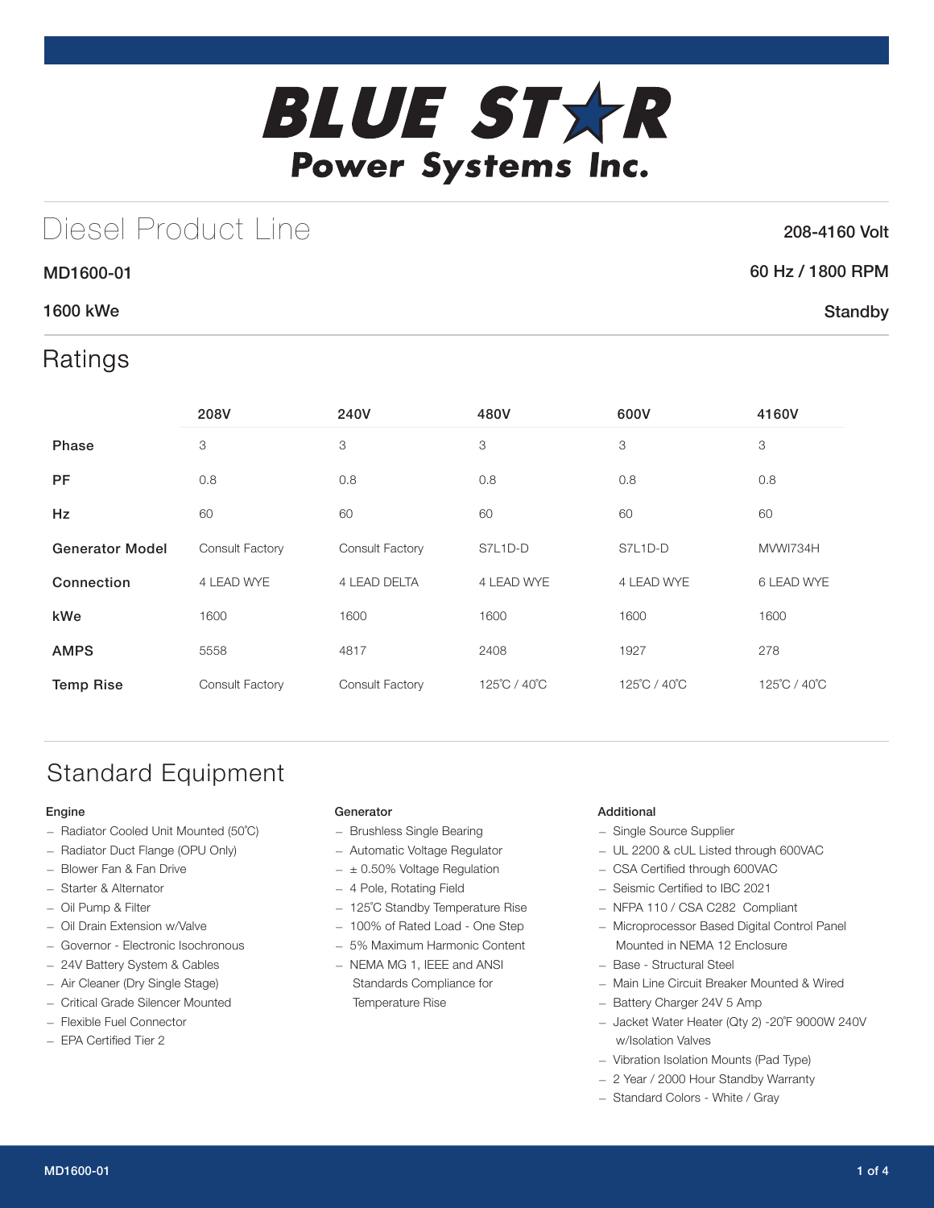# BLUE STAR Power Systems Inc.

## Diesel Product Line

**208-4160 Volt**

**MD1600-01**

**60 Hz / 1800 RPM**

**1600 kWe**

**Standby**

## Ratings

| | 208V | 240V | 480V | 600V | 4160V |
|---|---|---|---|---|---|
| **Phase** | 3 | 3 | 3 | 3 | 3 |
| **PF** | 0.8 | 0.8 | 0.8 | 0.8 | 0.8 |
| **Hz** | 60 | 60 | 60 | 60 | 60 |
| **Generator Model** | Consult Factory | Consult Factory | S7L1D-D | S7L1D-D | MVWI734H |
| **Connection** | 4 LEAD WYE | 4 LEAD DELTA | 4 LEAD WYE | 4 LEAD WYE | 6 LEAD WYE |
| **kWe** | 1600 | 1600 | 1600 | 1600 | 1600 |
| **AMPS** | 5558 | 4817 | 2408 | 1927 | 278 |
| **Temp Rise** | Consult Factory | Consult Factory | 125˚C / 40˚C | 125˚C / 40˚C | 125˚C / 40˚C |

## Standard Equipment

### Engine

- Radiator Cooled Unit Mounted (50˚C)
- Radiator Duct Flange (OPU Only)
- Blower Fan & Fan Drive
- Starter & Alternator
- Oil Pump & Filter
- Oil Drain Extension w/Valve
- Governor - Electronic Isochronous
- 24V Battery System & Cables
- Air Cleaner (Dry Single Stage)
- Critical Grade Silencer Mounted
- Flexible Fuel Connector
- EPA Certified Tier 2

### Generator

- Brushless Single Bearing
- Automatic Voltage Regulator
- ± 0.50% Voltage Regulation
- 4 Pole, Rotating Field
- 125˚C Standby Temperature Rise
- 100% of Rated Load - One Step
- 5% Maximum Harmonic Content
- NEMA MG 1, IEEE and ANSI Standards Compliance for Temperature Rise

### Additional

- Single Source Supplier
- UL 2200 & cUL Listed through 600VAC
- CSA Certified through 600VAC
- Seismic Certified to IBC 2021
- NFPA 110 / CSA C282 Compliant
- Microprocessor Based Digital Control Panel Mounted in NEMA 12 Enclosure
- Base - Structural Steel
- Main Line Circuit Breaker Mounted & Wired
- Battery Charger 24V 5 Amp
- Jacket Water Heater (Qty 2) -20˚F 9000W 240V w/Isolation Valves
- Vibration Isolation Mounts (Pad Type)
- 2 Year / 2000 Hour Standby Warranty
- Standard Colors - White / Gray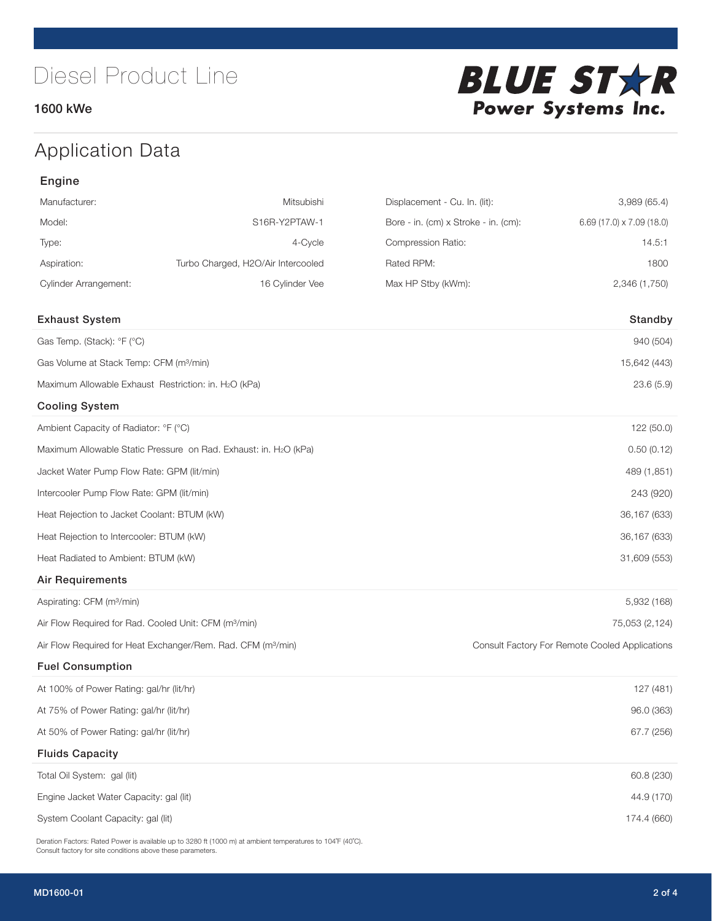# Diesel Product Line

1600 kWe

**BLUE STAR Power Systems Inc.**

## Application Data

### Engine

| | | | |
|---|---|---|---|
| Manufacturer: | Mitsubishi | Displacement - Cu. In. (lit): | 3,989 (65.4) |
| Model: | S16R-Y2PTAW-1 | Bore - in. (cm) x Stroke - in. (cm): | 6.69 (17.0) x 7.09 (18.0) |
| Type: | 4-Cycle | Compression Ratio: | 14.5:1 |
| Aspiration: | Turbo Charged, H2O/Air Intercooled | Rated RPM: | 1800 |
| Cylinder Arrangement: | 16 Cylinder Vee | Max HP Stby (kWm): | 2,346 (1,750) |

| Exhaust System | Standby |
|---|---|
| Gas Temp. (Stack): °F (°C) | 940 (504) |
| Gas Volume at Stack Temp: CFM (m³/min) | 15,642 (443) |
| Maximum Allowable Exhaust Restriction: in. $H_2O$ (kPa) | 23.6 (5.9) |
| **Cooling System** | |
| Ambient Capacity of Radiator: °F (°C) | 122 (50.0) |
| Maximum Allowable Static Pressure on Rad. Exhaust: in. $H_2O$ (kPa) | 0.50 (0.12) |
| Jacket Water Pump Flow Rate: GPM (lit/min) | 489 (1,851) |
| Intercooler Pump Flow Rate: GPM (lit/min) | 243 (920) |
| Heat Rejection to Jacket Coolant: BTUM (kW) | 36,167 (633) |
| Heat Rejection to Intercooler: BTUM (kW) | 36,167 (633) |
| Heat Radiated to Ambient: BTUM (kW) | 31,609 (553) |
| **Air Requirements** | |
| Aspirating: CFM (m³/min) | 5,932 (168) |
| Air Flow Required for Rad. Cooled Unit: CFM (m³/min) | 75,053 (2,124) |
| Air Flow Required for Heat Exchanger/Rem. Rad. CFM (m³/min) | Consult Factory For Remote Cooled Applications |
| **Fuel Consumption** | |
| At 100% of Power Rating: gal/hr (lit/hr) | 127 (481) |
| At 75% of Power Rating: gal/hr (lit/hr) | 96.0 (363) |
| At 50% of Power Rating: gal/hr (lit/hr) | 67.7 (256) |
| **Fluids Capacity** | |
| Total Oil System: gal (lit) | 60.8 (230) |
| Engine Jacket Water Capacity: gal (lit) | 44.9 (170) |
| System Coolant Capacity: gal (lit) | 174.4 (660) |

Deration Factors: Rated Power is available up to 3280 ft (1000 m) at ambient temperatures to 104°F (40°C).
Consult factory for site conditions above these parameters.

MD1600-01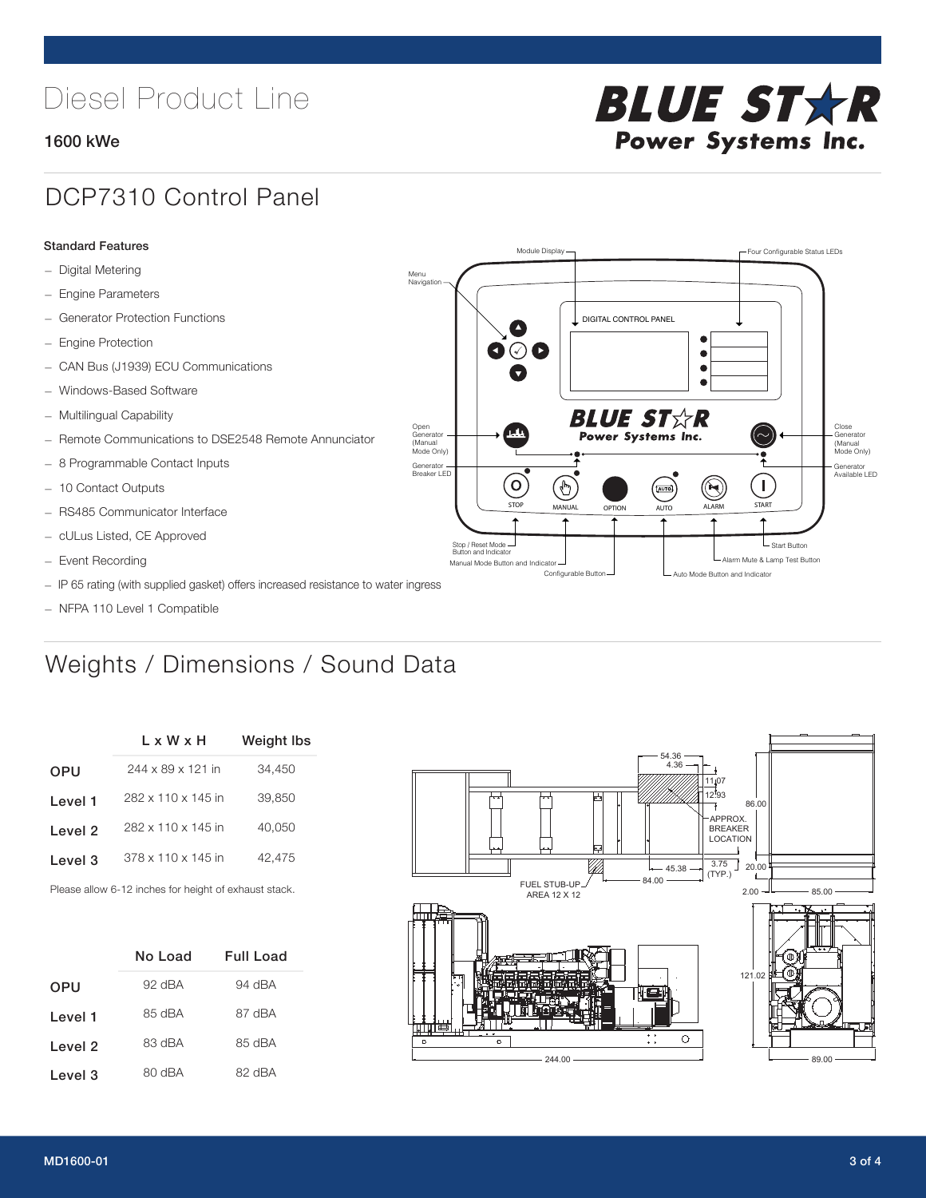# Diesel Product Line

**1600 kWe**

## DCP7310 Control Panel

**Standard Features**

- Digital Metering
- Engine Parameters
- Generator Protection Functions
- Engine Protection
- CAN Bus (J1939) ECU Communications
- Windows-Based Software
- Multilingual Capability
- Remote Communications to DSE2548 Remote Annunciator
- 8 Programmable Contact Inputs
- 10 Contact Outputs
- RS485 Communicator Interface
- cULus Listed, CE Approved
- Event Recording
- IP 65 rating (with supplied gasket) offers increased resistance to water ingress
- NFPA 110 Level 1 Compatible

## Weights / Dimensions / Sound Data

| | L x W x H | Weight lbs |
|---|---|---|
| OPU | 244 x 89 x 121 in | 34,450 |
| Level 1 | 282 x 110 x 145 in | 39,850 |
| Level 2 | 282 x 110 x 145 in | 40,050 |
| Level 3 | 378 x 110 x 145 in | 42,475 |

Please allow 6-12 inches for height of exhaust stack.

| | No Load | Full Load |
|---|---|---|
| OPU | 92 dBA | 94 dBA |
| Level 1 | 85 dBA | 87 dBA |
| Level 2 | 83 dBA | 85 dBA |
| Level 3 | 80 dBA | 82 dBA |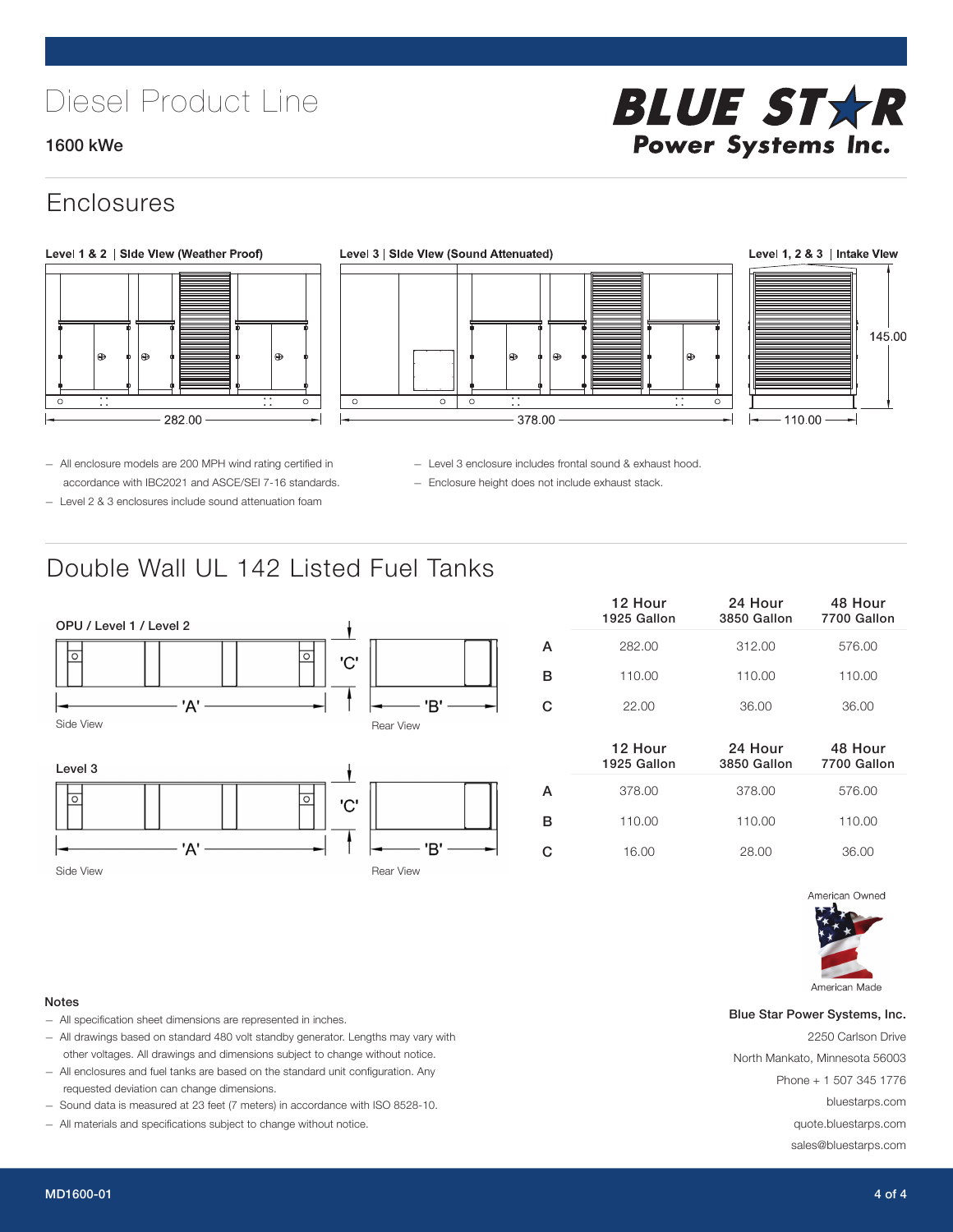# Diesel Product Line

**1600 kWe**

BLUE STAR Power Systems Inc.

## Enclosures

Level 1 & 2 | Side View (Weather Proof)

282.00

Level 3 | Side View (Sound Attenuated)

378.00

Level 1, 2 & 3 | Intake View

145.00

110.00

- All enclosure models are 200 MPH wind rating certified in accordance with IBC2021 and ASCE/SEI 7-16 standards.
- Level 2 & 3 enclosures include sound attenuation foam
- Level 3 enclosure includes frontal sound & exhaust hood.
- Enclosure height does not include exhaust stack.

## Double Wall UL 142 Listed Fuel Tanks

OPU / Level 1 / Level 2

'C'

'A'

'B'

Side View

Rear View

| | 12 Hour 1925 Gallon | 24 Hour 3850 Gallon | 48 Hour 7700 Gallon |
|---|---|---|---|
| A | 282.00 | 312.00 | 576.00 |
| B | 110.00 | 110.00 | 110.00 |
| C | 22.00 | 36.00 | 36.00 |

Level 3

'C'

'A'

'B'

Side View

Rear View

| | 12 Hour 1925 Gallon | 24 Hour 3850 Gallon | 48 Hour 7700 Gallon |
|---|---|---|---|
| A | 378.00 | 378.00 | 576.00 |
| B | 110.00 | 110.00 | 110.00 |
| C | 16.00 | 28.00 | 36.00 |

American Owned

American Made

### Notes

- All specification sheet dimensions are represented in inches.
- All drawings based on standard 480 volt standby generator. Lengths may vary with other voltages. All drawings and dimensions subject to change without notice.
- All enclosures and fuel tanks are based on the standard unit configuration. Any requested deviation can change dimensions.
- Sound data is measured at 23 feet (7 meters) in accordance with ISO 8528-10.
- All materials and specifications subject to change without notice.

**Blue Star Power Systems, Inc.**

2250 Carlson Drive

North Mankato, Minnesota 56003

Phone + 1 507 345 1776

bluestarps.com

quote.bluestarps.com

sales@bluestarps.com

MD1600-01